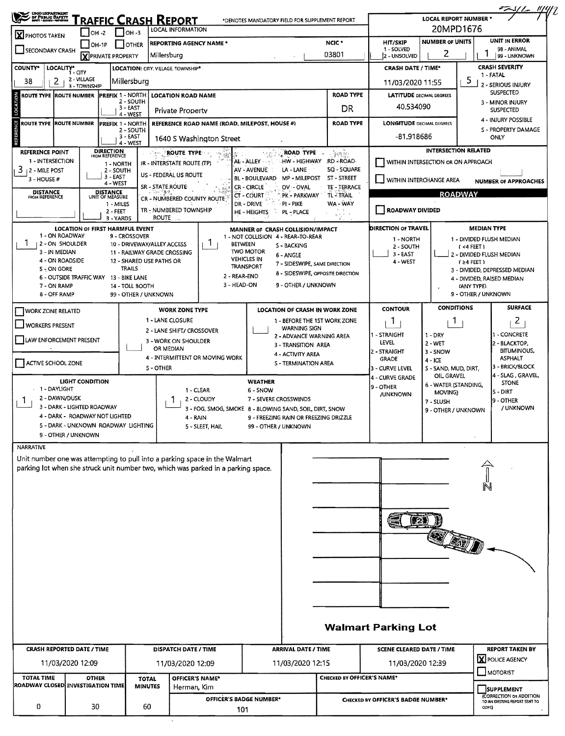# TRAFFIC CRASH REPORT

*DENOTES MANDATORY FIELD FOR SUPPLEMENT REPORT

LOCAL REPORT NUMBER *: 20MPD1676

- [X] PHOTOS TAKEN
- [ ] OH -2
- [ ] OH -3
- [ ] OH-1P
- [ ] OTHER
- [ ] SECONDARY CRASH
- [X] PRIVATE PROPERTY

LOCAL INFORMATION

| REPORTING AGENCY NAME * | NCIC * | HIT/SKIP (1 - SOLVED, 2 - UNSOLVED) | NUMBER OF UNITS | UNIT IN ERROR (98 - ANIMAL, 99 - UNKNOWN) |
|---|---|---|---|---|
| Millersburg | 03801 | | 2 | 1 |

| COUNTY* | LOCALITY* (1 - CITY, 2 - VILLAGE, 3 - TOWNSHIP) | LOCATION: CITY, VILLAGE, TOWNSHIP* | CRASH DATE / TIME* | CRASH SEVERITY |
|---|---|---|---|---|
| 38 | 2 | Millersburg | 11/03/2020 11:55 | 5 |

CRASH SEVERITY: 1 - FATAL, 2 - SERIOUS INJURY SUSPECTED, 3 - MINOR INJURY SUSPECTED, 4 - INJURY POSSIBLE, 5 - PROPERTY DAMAGE ONLY

## LOCATION

| ROUTE TYPE | ROUTE NUMBER | PREFIX (1 - NORTH, 2 - SOUTH, 3 - EAST, 4 - WEST) | LOCATION ROAD NAME | ROAD TYPE | LATITUDE DECIMAL DEGREES |
|---|---|---|---|---|---|
| | | | Private Property | DR | 40.534090 |

## REFERENCE

| ROUTE TYPE | ROUTE NUMBER | PREFIX (1 - NORTH, 2 - SOUTH, 3 - EAST, 4 - WEST) | REFERENCE ROAD NAME (ROAD, MILEPOST, HOUSE #) | ROAD TYPE | LONGITUDE DECIMAL DEGREES |
|---|---|---|---|---|---|
| | | | 1640 S Washington Street | | -81.918686 |

REFERENCE POINT: 3 (1 - INTERSECTION, 2 - MILE POST, 3 - HOUSE #)

DIRECTION FROM REFERENCE: 1 - NORTH, 2 - SOUTH, 3 - EAST, 4 - WEST

DISTANCE FROM REFERENCE:

DISTANCE UNIT OF MEASURE: 1 - MILES, 2 - FEET, 3 - YARDS

ROUTE TYPE: IR - INTERSTATE ROUTE (TP), US - FEDERAL US ROUTE, SR - STATE ROUTE, CR - NUMBERED COUNTY ROUTE, TR - NUMBERED TOWNSHIP ROUTE

ROAD TYPE: AL - ALLEY, AV - AVENUE, BL - BOULEVARD, CR - CIRCLE, CT - COURT, DR - DRIVE, HE - HEIGHTS, HW - HIGHWAY, LA - LANE, MP - MILEPOST, OV - OVAL, PK - PARKWAY, PI - PIKE, PL - PLACE, RD - ROAD, SQ - SQUARE, ST - STREET, TE - TERRACE, TL - TRAIL, WA - WAY

INTERSECTION RELATED
- [ ] WITHIN INTERSECTION OR ON APPROACH
- [ ] WITHIN INTERCHANGE AREA

NUMBER OF APPROACHES:

ROADWAY
- [ ] ROADWAY DIVIDED

LOCATION OF FIRST HARMFUL EVENT: 1

1 - ON ROADWAY, 2 - ON SHOULDER, 3 - IN MEDIAN, 4 - ON ROADSIDE, 5 - ON GORE, 6 - OUTSIDE TRAFFIC WAY, 7 - ON RAMP, 8 - OFF RAMP, 9 - CROSSOVER, 10 - DRIVEWAY/ALLEY ACCESS, 11 - RAILWAY GRADE CROSSING, 12 - SHARED USE PATHS OR TRAILS, 13 - BIKE LANE, 14 - TOLL BOOTH, 99 - OTHER / UNKNOWN

MANNER OF CRASH COLLISION/IMPACT: 1

1 - NOT COLLISION BETWEEN TWO MOTOR VEHICLES IN TRANSPORT, 2 - REAR-END, 3 - HEAD-ON, 4 - REAR-TO-REAR, 5 - BACKING, 6 - ANGLE, 7 - SIDESWIPE, SAME DIRECTION, 8 - SIDESWIPE, OPPOSITE DIRECTION, 9 - OTHER / UNKNOWN

DIRECTION OF TRAVEL: 1 - NORTH, 2 - SOUTH, 3 - EAST, 4 - WEST

MEDIAN TYPE: 1 - DIVIDED FLUSH MEDIAN (<4 FEET), 2 - DIVIDED FLUSH MEDIAN (≥4 FEET), 3 - DIVIDED, DEPRESSED MEDIAN, 4 - DIVIDED, RAISED MEDIAN (ANY TYPE), 9 - OTHER / UNKNOWN

- [ ] WORK ZONE RELATED
- [ ] WORKERS PRESENT
- [ ] LAW ENFORCEMENT PRESENT
- [ ] ACTIVE SCHOOL ZONE

WORK ZONE TYPE: 1 - LANE CLOSURE, 2 - LANE SHIFT/ CROSSOVER, 3 - WORK ON SHOULDER OR MEDIAN, 4 - INTERMITTENT OR MOVING WORK, 5 - OTHER

LOCATION OF CRASH IN WORK ZONE: 1 - BEFORE THE 1ST WORK ZONE WARNING SIGN, 2 - ADVANCE WARNING AREA, 3 - TRANSITION AREA, 4 - ACTIVITY AREA, 5 - TERMINATION AREA

| CONTOUR | CONDITIONS | SURFACE |
|---|---|---|
| 1 | 1 | 2 |

CONTOUR: 1 - STRAIGHT LEVEL, 2 - STRAIGHT GRADE, 3 - CURVE LEVEL, 4 - CURVE GRADE, 9 - OTHER /UNKNOWN

CONDITIONS: 1 - DRY, 2 - WET, 3 - SNOW, 4 - ICE, 5 - SAND, MUD, DIRT, OIL, GRAVEL, 6 - WATER (STANDING, MOVING), 7 - SLUSH, 9 - OTHER / UNKNOWN

SURFACE: 1 - CONCRETE, 2 - BLACKTOP, BITUMINOUS, ASPHALT, 3 - BRICK/BLOCK, 4 - SLAG, GRAVEL, STONE, 5 - DIRT, 9 - OTHER / UNKNOWN

LIGHT CONDITION: 1

1 - DAYLIGHT, 2 - DAWN/DUSK, 3 - DARK - LIGHTED ROADWAY, 4 - DARK - ROADWAY NOT LIGHTED, 5 - DARK - UNKNOWN ROADWAY LIGHTING, 9 - OTHER / UNKNOWN

WEATHER: 1

1 - CLEAR, 2 - CLOUDY, 3 - FOG, SMOG, SMOKE, 4 - RAIN, 5 - SLEET, HAIL, 6 - SNOW, 7 - SEVERE CROSSWINDS, 8 - BLOWING SAND, SOIL, DIRT, SNOW, 9 - FREEZING RAIN OR FREEZING DRIZZLE, 99 - OTHER / UNKNOWN

## NARRATIVE

Unit number one was attempting to pull into a parking space in the Walmart parking lot when she struck unit number two, which was parked in a parking space.

Walmart Parking Lot

| CRASH REPORTED DATE / TIME | DISPATCH DATE / TIME | ARRIVAL DATE / TIME | SCENE CLEARED DATE / TIME | REPORT TAKEN BY |
|---|---|---|---|---|
| 11/03/2020 12:09 | 11/03/2020 12:09 | 11/03/2020 12:15 | 11/03/2020 12:39 | [X] POLICE AGENCY [ ] MOTORIST |

| TOTAL TIME ROADWAY CLOSED | OTHER INVESTIGATION TIME | TOTAL MINUTES | OFFICER'S NAME* | CHECKED BY OFFICER'S NAME* |
|---|---|---|---|---|
| 0 | 30 | 60 | Herman, Kim | |

OFFICER'S BADGE NUMBER*: 101

CHECKED BY OFFICER'S BADGE NUMBER*:

- [ ] SUPPLEMENT (CORRECTION OR ADDITION TO AN EXISTING REPORT SENT TO ODPS)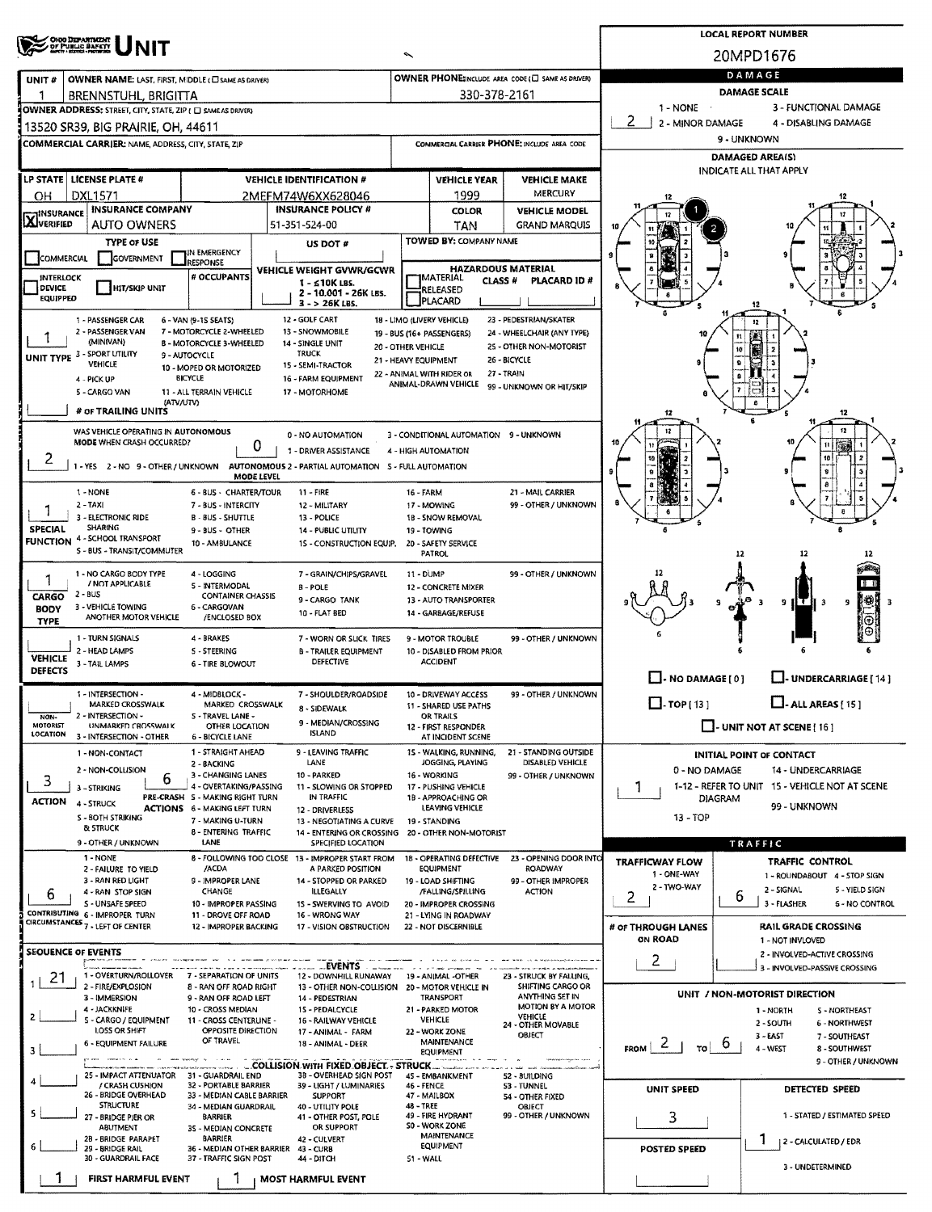# UNIT

**LOCAL REPORT NUMBER:** 20MPD1676

| UNIT # | OWNER NAME: LAST, FIRST, MIDDLE | OWNER PHONE |
|---|---|---|
| 1 | BRENNSTUHL, BRIGITTA | 330-378-2161 |

**OWNER ADDRESS:** 13520 SR39, BIG PRAIRIE, OH, 44611

**COMMERCIAL CARRIER:**

| LP STATE | LICENSE PLATE # | VEHICLE IDENTIFICATION # | VEHICLE YEAR | VEHICLE MAKE |
|---|---|---|---|---|
| OH | DXL1571 | 2MEFM74W6XX628046 | 1999 | MERCURY |

| INSURANCE | INSURANCE COMPANY | INSURANCE POLICY # | COLOR | VEHICLE MODEL |
|---|---|---|---|---|
| X VERIFIED | AUTO OWNERS | 51-351-524-00 | TAN | GRAND MARQUIS |

**TOWED BY:**

**UNIT TYPE:** 1 - PASSENGER CAR

**WAS VEHICLE OPERATING IN AUTONOMOUS MODE WHEN CRASH OCCURRED?** 2 - NO

**AUTONOMOUS MODE LEVEL:** 0 - NO AUTOMATION

**SPECIAL FUNCTION:** 1 - NONE

**CARGO BODY TYPE:** 1 - NO CARGO BODY TYPE / NOT APPLICABLE

**VEHICLE DEFECTS:**

**NON-MOTORIST LOCATION:**

**ACTION:** 3 - STRIKING

**PRE-CRASH ACTIONS:** 6 - MAKING LEFT TURN

**CONTRIBUTING CIRCUMSTANCES:** 6 - IMPROPER TURN

## SEQUENCE OF EVENTS

1. 21 - PARKED MOTOR VEHICLE

**FIRST HARMFUL EVENT:** 1

**MOST HARMFUL EVENT:** 1

## DAMAGE

**DAMAGE SCALE:** 2 - MINOR DAMAGE

**DAMAGED AREA(S):** 1, 2

**INITIAL POINT OF CONTACT:** 1

## TRAFFIC

**TRAFFICWAY FLOW:** 2 - TWO-WAY

**TRAFFIC CONTROL:** 6 - NO CONTROL

**# OF THROUGH LANES ON ROAD:** 2

**RAIL GRADE CROSSING:**

**UNIT / NON-MOTORIST DIRECTION:** FROM 2 - SOUTH TO 6 - NORTHWEST

**UNIT SPEED:** 3

**DETECTED SPEED:** 1 - STATED / ESTIMATED SPEED

**POSTED SPEED:**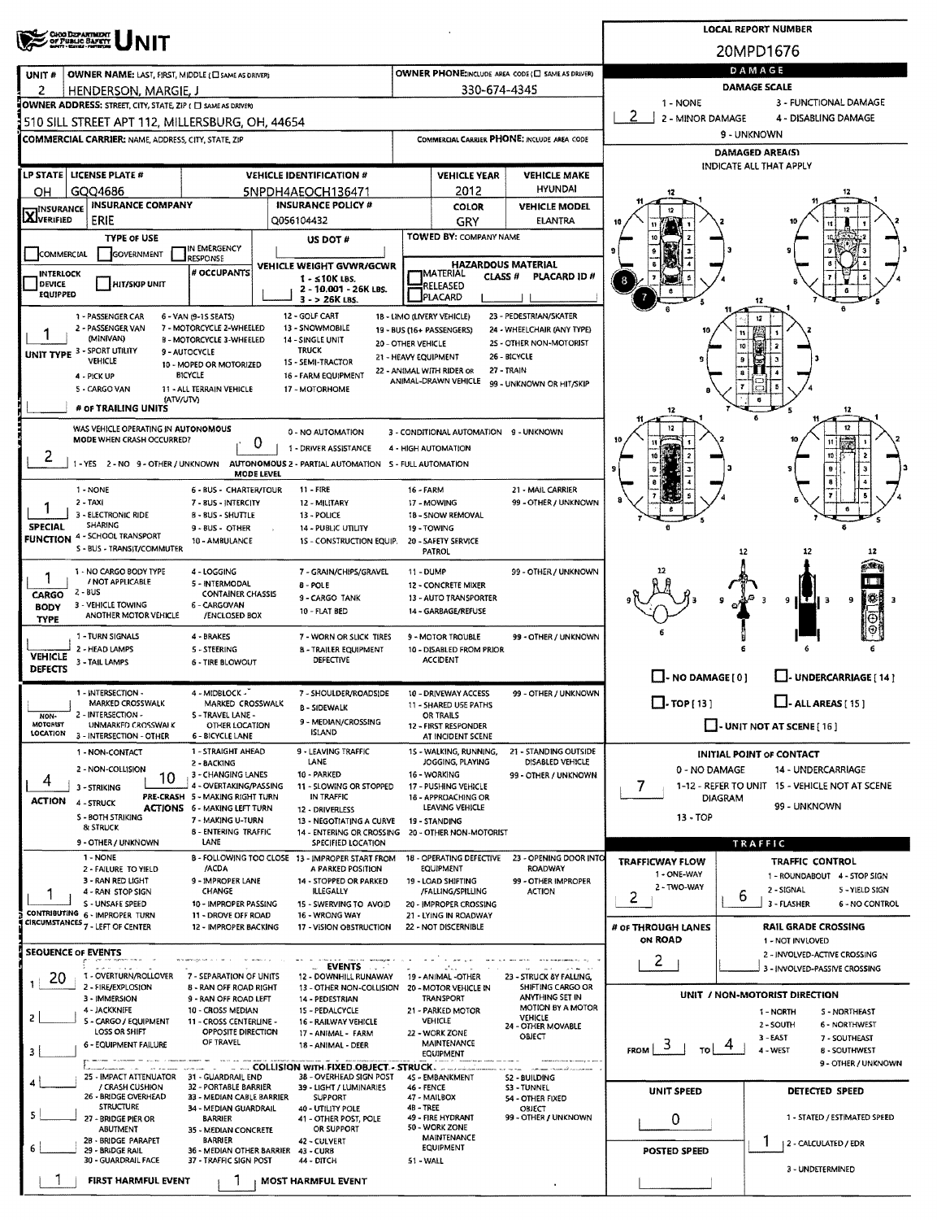# UNIT

**LOCAL REPORT NUMBER:** 20MPD1676

| UNIT # | OWNER NAME: LAST, FIRST, MIDDLE | OWNER PHONE |
|---|---|---|
| 2 | HENDERSON, MARGIE, J | 330-674-4345 |

**OWNER ADDRESS:** 510 SILL STREET APT 112, MILLERSBURG, OH, 44654

**COMMERCIAL CARRIER:** NAME, ADDRESS, CITY, STATE, ZIP

**COMMERCIAL CARRIER PHONE:**

| LP STATE | LICENSE PLATE # | VEHICLE IDENTIFICATION # | VEHICLE YEAR | VEHICLE MAKE |
|---|---|---|---|---|
| OH | GQQ4686 | 5NPDH4AEOCH136471 | 2012 | HYUNDAI |

| INSURANCE | INSURANCE COMPANY | INSURANCE POLICY # | COLOR | VEHICLE MODEL |
|---|---|---|---|---|
| X VERIFIED | ERIE | Q056104432 | GRY | ELANTRA |

**TYPE OF USE:** COMMERCIAL / GOVERNMENT / IN EMERGENCY RESPONSE

**US DOT #:**

**TOWED BY:** COMPANY NAME

**INTERLOCK DEVICE EQUIPPED** / **HIT/SKIP UNIT** / **# OCCUPANTS**

**VEHICLE WEIGHT GVWR/GCWR:** 1 - ≤10K LBS. 2 - 10.001 - 26K LBS. 3 - > 26K LBS.

**HAZARDOUS MATERIAL:** MATERIAL RELEASED / PLACARD; CLASS #; PLACARD ID #

**UNIT TYPE:** 1
1 - PASSENGER CAR, 2 - PASSENGER VAN (MINIVAN), 3 - SPORT UTILITY VEHICLE, 4 - PICK UP, 5 - CARGO VAN, 6 - VAN (9-15 SEATS), 7 - MOTORCYCLE 2-WHEELED, 8 - MOTORCYCLE 3-WHEELED, 9 - AUTOCYCLE, 10 - MOPED OR MOTORIZED BICYCLE, 11 - ALL TERRAIN VEHICLE (ATV/UTV), 12 - GOLF CART, 13 - SNOWMOBILE, 14 - SINGLE UNIT TRUCK, 15 - SEMI-TRACTOR, 16 - FARM EQUIPMENT, 17 - MOTORHOME, 18 - LIMO (LIVERY VEHICLE), 19 - BUS (16+ PASSENGERS), 20 - OTHER VEHICLE, 21 - HEAVY EQUIPMENT, 22 - ANIMAL WITH RIDER OR ANIMAL-DRAWN VEHICLE, 23 - PEDESTRIAN/SKATER, 24 - WHEELCHAIR (ANY TYPE), 25 - OTHER NON-MOTORIST, 26 - BICYCLE, 27 - TRAIN, 99 - UNKNOWN OR HIT/SKIP

**# OF TRAILING UNITS:**

**WAS VEHICLE OPERATING IN AUTONOMOUS MODE WHEN CRASH OCCURRED?** 2
1 - YES, 2 - NO, 9 - OTHER / UNKNOWN

**AUTONOMOUS MODE LEVEL:** 0
0 - NO AUTOMATION, 1 - DRIVER ASSISTANCE, 2 - PARTIAL AUTOMATION, 3 - CONDITIONAL AUTOMATION, 4 - HIGH AUTOMATION, 5 - FULL AUTOMATION, 9 - UNKNOWN

**SPECIAL FUNCTION:** 1
1 - NONE, 2 - TAXI, 3 - ELECTRONIC RIDE SHARING, 4 - SCHOOL TRANSPORT, 5 - BUS - TRANSIT/COMMUTER, 6 - BUS - CHARTER/TOUR, 7 - BUS - INTERCITY, 8 - BUS - SHUTTLE, 9 - BUS - OTHER, 10 - AMBULANCE, 11 - FIRE, 12 - MILITARY, 13 - POLICE, 14 - PUBLIC UTILITY, 15 - CONSTRUCTION EQUIP., 16 - FARM, 17 - MOWING, 18 - SNOW REMOVAL, 19 - TOWING, 20 - SAFETY SERVICE PATROL, 21 - MAIL CARRIER, 99 - OTHER / UNKNOWN

**CARGO BODY TYPE:** 1
1 - NO CARGO BODY TYPE / NOT APPLICABLE, 2 - BUS, 3 - VEHICLE TOWING ANOTHER MOTOR VEHICLE, 4 - LOGGING, 5 - INTERMODAL CONTAINER CHASSIS, 6 - CARGOVAN /ENCLOSED BOX, 7 - GRAIN/CHIPS/GRAVEL, 8 - POLE, 9 - CARGO TANK, 10 - FLAT BED, 11 - DUMP, 12 - CONCRETE MIXER, 13 - AUTO TRANSPORTER, 14 - GARBAGE/REFUSE, 99 - OTHER / UNKNOWN

**VEHICLE DEFECTS:**
1 - TURN SIGNALS, 2 - HEAD LAMPS, 3 - TAIL LAMPS, 4 - BRAKES, 5 - STEERING, 6 - TIRE BLOWOUT, 7 - WORN OR SLICK TIRES, 8 - TRAILER EQUIPMENT DEFECTIVE, 9 - MOTOR TROUBLE, 10 - DISABLED FROM PRIOR ACCIDENT, 99 - OTHER / UNKNOWN

**NON-MOTORIST LOCATION:**
1 - INTERSECTION - MARKED CROSSWALK, 2 - INTERSECTION - UNMARKED CROSSWALK, 3 - INTERSECTION - OTHER, 4 - MIDBLOCK - MARKED CROSSWALK, 5 - TRAVEL LANE - OTHER LOCATION, 6 - BICYCLE LANE, 7 - SHOULDER/ROADSIDE, 8 - SIDEWALK, 9 - MEDIAN/CROSSING ISLAND, 10 - DRIVEWAY ACCESS, 11 - SHARED USE PATHS OR TRAILS, 12 - FIRST RESPONDER AT INCIDENT SCENE, 99 - OTHER / UNKNOWN

**ACTION:** 4
1 - NON-CONTACT, 2 - NON-COLLISION, 3 - STRIKING, 4 - STRUCK, 5 - BOTH STRIKING & STRUCK, 9 - OTHER / UNKNOWN

**PRE-CRASH ACTIONS:** 10
1 - STRAIGHT AHEAD, 2 - BACKING, 3 - CHANGING LANES, 4 - OVERTAKING/PASSING, 5 - MAKING RIGHT TURN, 6 - MAKING LEFT TURN, 7 - MAKING U-TURN, 8 - ENTERING TRAFFIC LANE, 9 - LEAVING TRAFFIC LANE, 10 - PARKED, 11 - SLOWING OR STOPPED IN TRAFFIC, 12 - DRIVERLESS, 13 - NEGOTIATING A CURVE, 14 - ENTERING OR CROSSING SPECIFIED LOCATION, 15 - WALKING, RUNNING, JOGGING, PLAYING, 16 - WORKING, 17 - PUSHING VEHICLE, 18 - APPROACHING OR LEAVING VEHICLE, 19 - STANDING, 20 - OTHER NON-MOTORIST, 21 - STANDING OUTSIDE DISABLED VEHICLE, 99 - OTHER / UNKNOWN

**CONTRIBUTING CIRCUMSTANCES:** 1
1 - NONE, 2 - FAILURE TO YIELD, 3 - RAN RED LIGHT, 4 - RAN STOP SIGN, 5 - UNSAFE SPEED, 6 - IMPROPER TURN, 7 - LEFT OF CENTER, 8 - FOLLOWING TOO CLOSE /ACDA, 9 - IMPROPER LANE CHANGE, 10 - IMPROPER PASSING, 11 - DROVE OFF ROAD, 12 - IMPROPER BACKING, 13 - IMPROPER START FROM A PARKED POSITION, 14 - STOPPED OR PARKED ILLEGALLY, 15 - SWERVING TO AVOID, 16 - WRONG WAY, 17 - VISION OBSTRUCTION, 18 - OPERATING DEFECTIVE EQUIPMENT, 19 - LOAD SHIFTING /FALLING/SPILLING, 20 - IMPROPER CROSSING, 21 - LYING IN ROADWAY, 22 - NOT DISCERNIBLE, 23 - OPENING DOOR INTO ROADWAY, 99 - OTHER IMPROPER ACTION

## SEQUENCE OF EVENTS

1: 20
2:
3:
4:
5:
6:

**EVENTS:** 1 - OVERTURN/ROLLOVER, 2 - FIRE/EXPLOSION, 3 - IMMERSION, 4 - JACKKNIFE, 5 - CARGO / EQUIPMENT LOSS OR SHIFT, 6 - EQUIPMENT FAILURE, 7 - SEPARATION OF UNITS, 8 - RAN OFF ROAD RIGHT, 9 - RAN OFF ROAD LEFT, 10 - CROSS MEDIAN, 11 - CROSS CENTERLINE - OPPOSITE DIRECTION OF TRAVEL, 12 - DOWNHILL RUNAWAY, 13 - OTHER NON-COLLISION, 14 - PEDESTRIAN, 15 - PEDALCYCLE, 16 - RAILWAY VEHICLE, 17 - ANIMAL - FARM, 18 - ANIMAL - DEER, 19 - ANIMAL -OTHER, 20 - MOTOR VEHICLE IN TRANSPORT, 21 - PARKED MOTOR VEHICLE, 22 - WORK ZONE MAINTENANCE EQUIPMENT, 23 - STRUCK BY FALLING, SHIFTING CARGO OR ANYTHING SET IN MOTION BY A MOTOR VEHICLE, 24 - OTHER MOVABLE OBJECT

**COLLISION WITH FIXED OBJECT - STRUCK:** 25 - IMPACT ATTENUATOR / CRASH CUSHION, 26 - BRIDGE OVERHEAD STRUCTURE, 27 - BRIDGE PIER OR ABUTMENT, 28 - BRIDGE PARAPET, 29 - BRIDGE RAIL, 30 - GUARDRAIL FACE, 31 - GUARDRAIL END, 32 - PORTABLE BARRIER, 33 - MEDIAN CABLE BARRIER, 34 - MEDIAN GUARDRAIL BARRIER, 35 - MEDIAN CONCRETE BARRIER, 36 - MEDIAN OTHER BARRIER, 37 - TRAFFIC SIGN POST, 38 - OVERHEAD SIGN POST, 39 - LIGHT / LUMINARIES SUPPORT, 40 - UTILITY POLE, 41 - OTHER POST, POLE OR SUPPORT, 42 - CULVERT, 43 - CURB, 44 - DITCH, 45 - EMBANKMENT, 46 - FENCE, 47 - MAILBOX, 48 - TREE, 49 - FIRE HYDRANT, 50 - WORK ZONE MAINTENANCE EQUIPMENT, 51 - WALL, 52 - BUILDING, 53 - TUNNEL, 54 - OTHER FIXED OBJECT, 99 - OTHER / UNKNOWN

**FIRST HARMFUL EVENT:** 1 **MOST HARMFUL EVENT:** 1

## DAMAGE

**DAMAGE SCALE:** 2
1 - NONE, 2 - MINOR DAMAGE, 3 - FUNCTIONAL DAMAGE, 4 - DISABLING DAMAGE, 9 - UNKNOWN

**DAMAGED AREA(S)** INDICATE ALL THAT APPLY: 7, 8

- NO DAMAGE [ 0 ]
- UNDERCARRIAGE [ 14 ]
- TOP [ 13 ]
- ALL AREAS [ 15 ]
- UNIT NOT AT SCENE [ 16 ]

**INITIAL POINT OF CONTACT:** 7
0 - NO DAMAGE, 1-12 - REFER TO UNIT DIAGRAM, 13 - TOP, 14 - UNDERCARRIAGE, 15 - VEHICLE NOT AT SCENE, 99 - UNKNOWN

## TRAFFIC

**TRAFFICWAY FLOW:** 2
1 - ONE-WAY, 2 - TWO-WAY

**TRAFFIC CONTROL:** 6
1 - ROUNDABOUT, 2 - SIGNAL, 3 - FLASHER, 4 - STOP SIGN, 5 - YIELD SIGN, 6 - NO CONTROL

**# OF THROUGH LANES ON ROAD:** 2

**RAIL GRADE CROSSING:**
1 - NOT INVOLVED, 2 - INVOLVED-ACTIVE CROSSING, 3 - INVOLVED-PASSIVE CROSSING

**UNIT / NON-MOTORIST DIRECTION:** FROM 3 TO 4
1 - NORTH, 2 - SOUTH, 3 - EAST, 4 - WEST, 5 - NORTHEAST, 6 - NORTHWEST, 7 - SOUTHEAST, 8 - SOUTHWEST, 9 - OTHER / UNKNOWN

**UNIT SPEED:** 0

**POSTED SPEED:**

**DETECTED SPEED:** 1
1 - STATED / ESTIMATED SPEED, 2 - CALCULATED / EDR, 3 - UNDETERMINED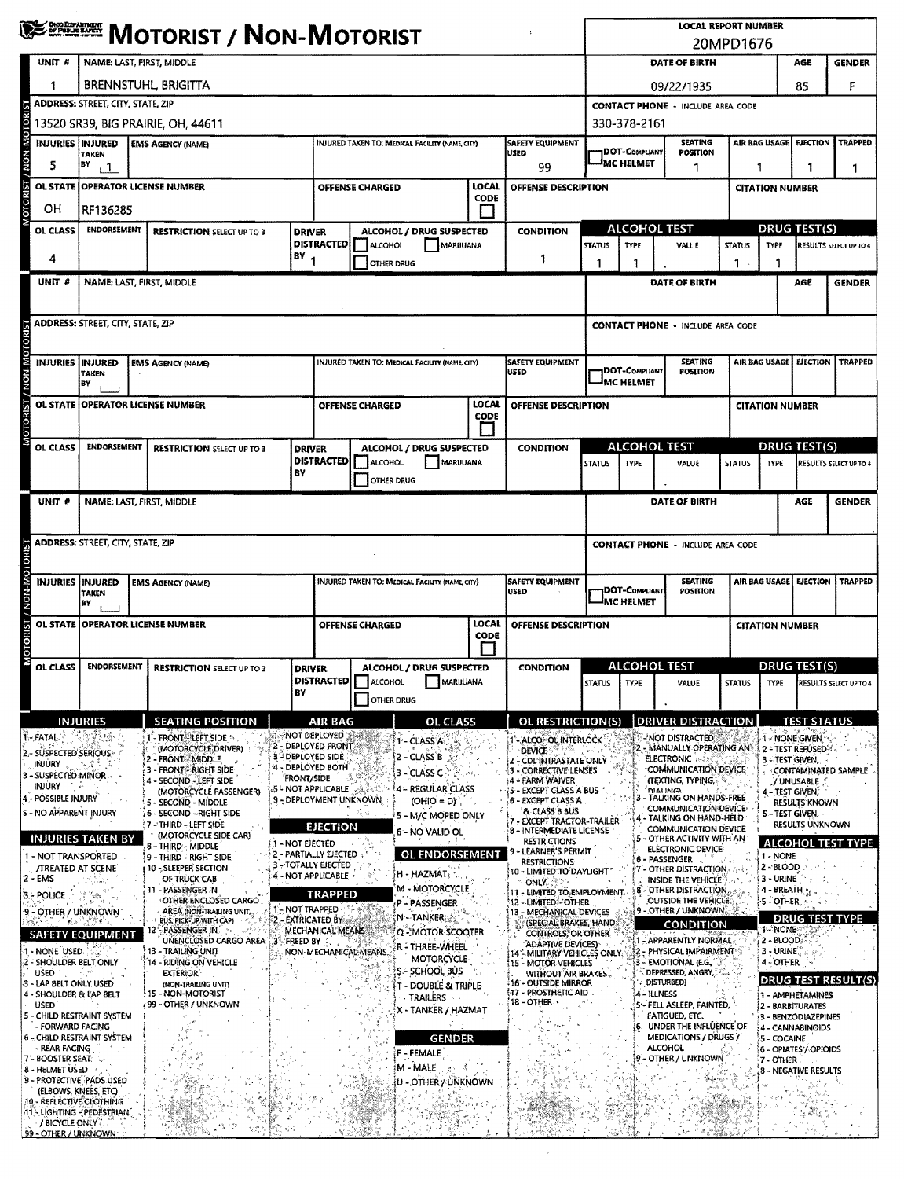# MOTORIST / NON-MOTORIST

**LOCAL REPORT NUMBER:** 20MPD1676

## Unit 1

| UNIT # | NAME: LAST, FIRST, MIDDLE | DATE OF BIRTH | AGE | GENDER |
|---|---|---|---|---|
| 1 | BRENNSTUHL, BRIGITTA | 09/22/1935 | 85 | F |

| ADDRESS: STREET, CITY, STATE, ZIP | CONTACT PHONE - INCLUDE AREA CODE |
|---|---|
| 13520 SR39, BIG PRAIRIE, OH, 44611 | 330-378-2161 |

| INJURIES | INJURED TAKEN BY | EMS AGENCY (NAME) | INJURED TAKEN TO: MEDICAL FACILITY (NAME, CITY) | SAFETY EQUIPMENT USED | DOT-COMPLIANT MC HELMET | SEATING POSITION | AIR BAG USAGE | EJECTION | TRAPPED |
|---|---|---|---|---|---|---|---|---|---|
| 5 | 1 | | | 99 | | 1 | 1 | 1 | 1 |

| OL STATE | OPERATOR LICENSE NUMBER | OFFENSE CHARGED | LOCAL CODE | OFFENSE DESCRIPTION | CITATION NUMBER |
|---|---|---|---|---|---|
| OH | RF136285 | | | | |

| OL CLASS | ENDORSEMENT | RESTRICTION SELECT UP TO 3 | DRIVER DISTRACTED BY | ALCOHOL / DRUG SUSPECTED | CONDITION | ALCOHOL TEST STATUS | ALCOHOL TEST TYPE | ALCOHOL TEST VALUE | DRUG TEST STATUS | DRUG TEST TYPE | DRUG TEST RESULTS SELECT UP TO 4 |
|---|---|---|---|---|---|---|---|---|---|---|---|
| 4 | | | 1 | ☐ ALCOHOL ☐ MARIJUANA ☐ OTHER DRUG | 1 | 1 | 1 | . | 1 | 1 | |

## Unit (blank)

| UNIT # | NAME: LAST, FIRST, MIDDLE | DATE OF BIRTH | AGE | GENDER |
|---|---|---|---|---|
| | | | | |

ADDRESS: STREET, CITY, STATE, ZIP — CONTACT PHONE - INCLUDE AREA CODE

INJURIES | INJURED TAKEN BY | EMS AGENCY (NAME) | INJURED TAKEN TO: MEDICAL FACILITY (NAME, CITY) | SAFETY EQUIPMENT USED | DOT-COMPLIANT MC HELMET | SEATING POSITION | AIR BAG USAGE | EJECTION | TRAPPED

OL STATE | OPERATOR LICENSE NUMBER | OFFENSE CHARGED | LOCAL CODE | OFFENSE DESCRIPTION | CITATION NUMBER

OL CLASS | ENDORSEMENT | RESTRICTION SELECT UP TO 3 | DRIVER DISTRACTED BY | ALCOHOL / DRUG SUSPECTED (☐ ALCOHOL ☐ MARIJUANA ☐ OTHER DRUG) | CONDITION | ALCOHOL TEST (STATUS, TYPE, VALUE) | DRUG TEST(S) (STATUS, TYPE, RESULTS SELECT UP TO 4)

## Unit (blank)

| UNIT # | NAME: LAST, FIRST, MIDDLE | DATE OF BIRTH | AGE | GENDER |
|---|---|---|---|---|
| | | | | |

ADDRESS: STREET, CITY, STATE, ZIP — CONTACT PHONE - INCLUDE AREA CODE

INJURIES | INJURED TAKEN BY | EMS AGENCY (NAME) | INJURED TAKEN TO: MEDICAL FACILITY (NAME, CITY) | SAFETY EQUIPMENT USED | DOT-COMPLIANT MC HELMET | SEATING POSITION | AIR BAG USAGE | EJECTION | TRAPPED

OL STATE | OPERATOR LICENSE NUMBER | OFFENSE CHARGED | LOCAL CODE | OFFENSE DESCRIPTION | CITATION NUMBER

OL CLASS | ENDORSEMENT | RESTRICTION SELECT UP TO 3 | DRIVER DISTRACTED BY | ALCOHOL / DRUG SUSPECTED (☐ ALCOHOL ☐ MARIJUANA ☐ OTHER DRUG) | CONDITION | ALCOHOL TEST (STATUS, TYPE, VALUE) | DRUG TEST(S) (STATUS, TYPE, RESULTS SELECT UP TO 4)

## Codes

### INJURIES
1 - FATAL
2 - SUSPECTED SERIOUS INJURY
3 - SUSPECTED MINOR INJURY
4 - POSSIBLE INJURY
5 - NO APPARENT INJURY

### INJURIES TAKEN BY
1 - NOT TRANSPORTED /TREATED AT SCENE
2 - EMS
3 - POLICE
9 - OTHER / UNKNOWN

### SAFETY EQUIPMENT
1 - NONE USED
2 - SHOULDER BELT ONLY USED
3 - LAP BELT ONLY USED
4 - SHOULDER & LAP BELT USED
5 - CHILD RESTRAINT SYSTEM - FORWARD FACING
6 - CHILD RESTRAINT SYSTEM - REAR FACING
7 - BOOSTER SEAT
8 - HELMET USED
9 - PROTECTIVE PADS USED (ELBOWS, KNEES, ETC)
10 - REFLECTIVE CLOTHING
11 - LIGHTING - PEDESTRIAN / BICYCLE ONLY
99 - OTHER / UNKNOWN

### SEATING POSITION
1 - FRONT - LEFT SIDE (MOTORCYCLE DRIVER)
2 - FRONT - MIDDLE
3 - FRONT - RIGHT SIDE
4 - SECOND - LEFT SIDE (MOTORCYCLE PASSENGER)
5 - SECOND - MIDDLE
6 - SECOND - RIGHT SIDE
7 - THIRD - LEFT SIDE (MOTORCYCLE SIDE CAR)
8 - THIRD - MIDDLE
9 - THIRD - RIGHT SIDE
10 - SLEEPER SECTION OF TRUCK CAB
11 - PASSENGER IN OTHER ENCLOSED CARGO AREA (NON-TRAILING UNIT, BUS, PICK-UP WITH CAP)
12 - PASSENGER IN UNENCLOSED CARGO AREA
13 - TRAILING UNIT
14 - RIDING ON VEHICLE EXTERIOR (NON-TRAILING UNIT)
15 - NON-MOTORIST
99 - OTHER / UNKNOWN

### AIR BAG
1 - NOT DEPLOYED
2 - DEPLOYED FRONT
3 - DEPLOYED SIDE
4 - DEPLOYED BOTH FRONT/SIDE
5 - NOT APPLICABLE
9 - DEPLOYMENT UNKNOWN

### EJECTION
1 - NOT EJECTED
2 - PARTIALLY EJECTED
3 - TOTALLY EJECTED
4 - NOT APPLICABLE

### TRAPPED
1 - NOT TRAPPED
2 - EXTRICATED BY MECHANICAL MEANS
3 - FREED BY NON-MECHANICAL MEANS

### OL CLASS
1 - CLASS A
2 - CLASS B
3 - CLASS C
4 - REGULAR CLASS (OHIO = D)
5 - M/C MOPED ONLY
6 - NO VALID OL

### OL ENDORSEMENT
H - HAZMAT
M - MOTORCYCLE
P - PASSENGER
N - TANKER
Q - MOTOR SCOOTER
R - THREE-WHEEL MOTORCYCLE
S - SCHOOL BUS
T - DOUBLE & TRIPLE TRAILERS
X - TANKER / HAZMAT

### GENDER
F - FEMALE
M - MALE
U - OTHER / UNKNOWN

### OL RESTRICTION(S)
1 - ALCOHOL INTERLOCK DEVICE
2 - CDL INTRASTATE ONLY
3 - CORRECTIVE LENSES
4 - FARM WAIVER
5 - EXCEPT CLASS A BUS
6 - EXCEPT CLASS A & CLASS B BUS
7 - EXCEPT TRACTOR-TRAILER
8 - INTERMEDIATE LICENSE RESTRICTIONS
9 - LEARNER'S PERMIT RESTRICTIONS
10 - LIMITED TO DAYLIGHT ONLY
11 - LIMITED TO EMPLOYMENT
12 - LIMITED - OTHER
13 - MECHANICAL DEVICES (SPECIAL BRAKES, HAND CONTROLS, OR OTHER ADAPTIVE DEVICES)
14 - MILITARY VEHICLES ONLY
15 - MOTOR VEHICLES WITHOUT AIR BRAKES
16 - OUTSIDE MIRROR
17 - PROSTHETIC AID
18 - OTHER

### DRIVER DISTRACTION
1 - NOT DISTRACTED
2 - MANUALLY OPERATING AN ELECTRONIC COMMUNICATION DEVICE (TEXTING, TYPING, DIALING)
3 - TALKING ON HANDS-FREE COMMUNICATION DEVICE
4 - TALKING ON HAND-HELD COMMUNICATION DEVICE
5 - OTHER ACTIVITY WITH AN ELECTRONIC DEVICE
6 - PASSENGER
7 - OTHER DISTRACTION INSIDE THE VEHICLE
8 - OTHER DISTRACTION OUTSIDE THE VEHICLE
9 - OTHER / UNKNOWN

### CONDITION
1 - APPARENTLY NORMAL
2 - PHYSICAL IMPAIRMENT
3 - EMOTIONAL (E.G., DEPRESSED, ANGRY, DISTURBED)
4 - ILLNESS
5 - FELL ASLEEP, FAINTED, FATIGUED, ETC.
6 - UNDER THE INFLUENCE OF MEDICATIONS / DRUGS / ALCOHOL
9 - OTHER / UNKNOWN

### TEST STATUS
1 - NONE GIVEN
2 - TEST REFUSED
3 - TEST GIVEN, CONTAMINATED SAMPLE / UNUSABLE
4 - TEST GIVEN, RESULTS KNOWN
5 - TEST GIVEN, RESULTS UNKNOWN

### ALCOHOL TEST TYPE
1 - NONE
2 - BLOOD
3 - URINE
4 - BREATH
5 - OTHER

### DRUG TEST TYPE
1 - NONE
2 - BLOOD
3 - URINE
4 - OTHER

### DRUG TEST RESULT(S)
1 - AMPHETAMINES
2 - BARBITURATES
3 - BENZODIAZEPINES
4 - CANNABINOIDS
5 - COCAINE
6 - OPIATES / OPIOIDS
7 - OTHER
8 - NEGATIVE RESULTS